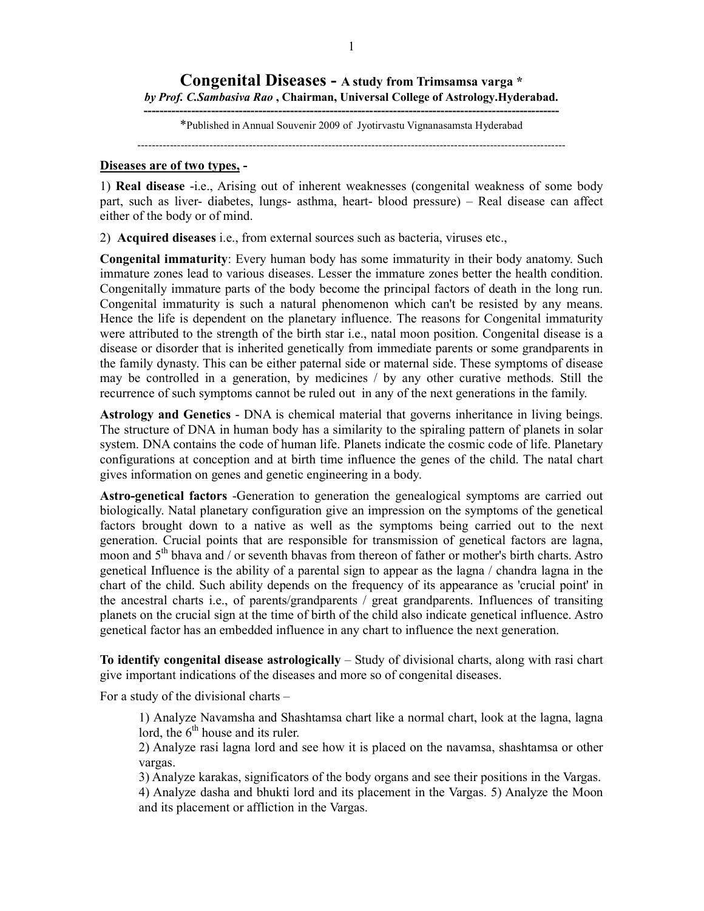# Congenital Diseases - A study from Trimsamsa varga *

***by Prof. C.Sambasiva Rao*, Chairman, Universal College of Astrology.Hyderabad.**

*Published in Annual Souvenir 2009 of Jyotirvastu Vignanasamsta Hyderabad

---

**Diseases are of two types, -**

1) **Real disease** -i.e., Arising out of inherent weaknesses (congenital weakness of some body part, such as liver- diabetes, lungs- asthma, heart- blood pressure) – Real disease can affect either of the body or of mind.

2) **Acquired diseases** i.e., from external sources such as bacteria, viruses etc.,

**Congenital immaturity**: Every human body has some immaturity in their body anatomy. Such immature zones lead to various diseases. Lesser the immature zones better the health condition. Congenitally immature parts of the body become the principal factors of death in the long run. Congenital immaturity is such a natural phenomenon which can't be resisted by any means. Hence the life is dependent on the planetary influence. The reasons for Congenital immaturity were attributed to the strength of the birth star i.e., natal moon position. Congenital disease is a disease or disorder that is inherited genetically from immediate parents or some grandparents in the family dynasty. This can be either paternal side or maternal side. These symptoms of disease may be controlled in a generation, by medicines / by any other curative methods. Still the recurrence of such symptoms cannot be ruled out in any of the next generations in the family.

**Astrology and Genetics** - DNA is chemical material that governs inheritance in living beings. The structure of DNA in human body has a similarity to the spiraling pattern of planets in solar system. DNA contains the code of human life. Planets indicate the cosmic code of life. Planetary configurations at conception and at birth time influence the genes of the child. The natal chart gives information on genes and genetic engineering in a body.

**Astro-genetical factors** -Generation to generation the genealogical symptoms are carried out biologically. Natal planetary configuration give an impression on the symptoms of the genetical factors brought down to a native as well as the symptoms being carried out to the next generation. Crucial points that are responsible for transmission of genetical factors are lagna, moon and 5th bhava and / or seventh bhavas from thereon of father or mother's birth charts. Astro genetical Influence is the ability of a parental sign to appear as the lagna / chandra lagna in the chart of the child. Such ability depends on the frequency of its appearance as 'crucial point' in the ancestral charts i.e., of parents/grandparents / great grandparents. Influences of transiting planets on the crucial sign at the time of birth of the child also indicate genetical influence. Astro genetical factor has an embedded influence in any chart to influence the next generation.

**To identify congenital disease astrologically** – Study of divisional charts, along with rasi chart give important indications of the diseases and more so of congenital diseases.

For a study of the divisional charts –

1) Analyze Navamsha and Shashtamsa chart like a normal chart, look at the lagna, lagna lord, the 6th house and its ruler.
2) Analyze rasi lagna lord and see how it is placed on the navamsa, shashtamsa or other vargas.
3) Analyze karakas, significators of the body organs and see their positions in the Vargas.
4) Analyze dasha and bhukti lord and its placement in the Vargas. 5) Analyze the Moon and its placement or affliction in the Vargas.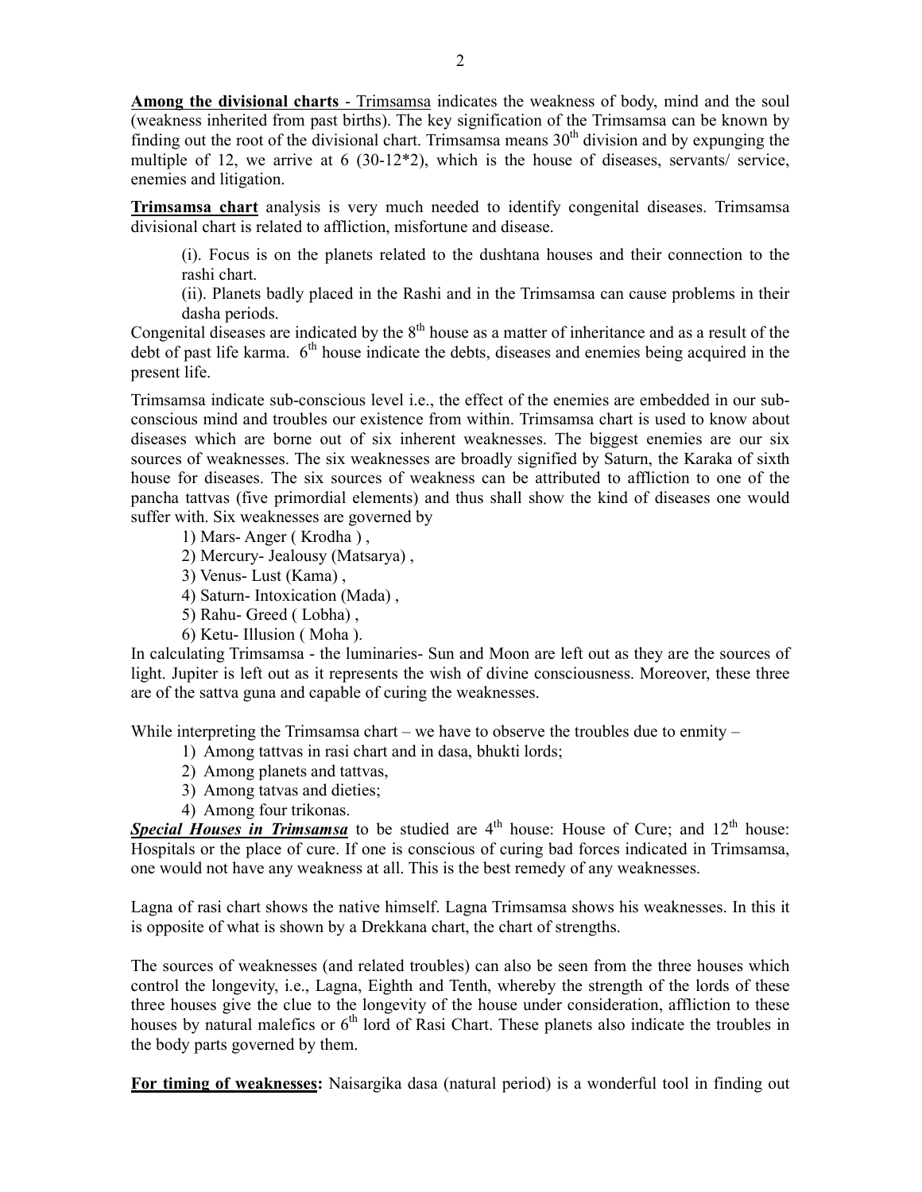**Among the divisional charts** - <u>Trimsamsa</u> indicates the weakness of body, mind and the soul (weakness inherited from past births). The key signification of the Trimsamsa can be known by finding out the root of the divisional chart. Trimsamsa means 30th division and by expunging the multiple of 12, we arrive at 6 (30-12*2), which is the house of diseases, servants/ service, enemies and litigation.

**Trimsamsa chart** analysis is very much needed to identify congenital diseases. Trimsamsa divisional chart is related to affliction, misfortune and disease.

> (i). Focus is on the planets related to the dushtana houses and their connection to the rashi chart.
>
> (ii). Planets badly placed in the Rashi and in the Trimsamsa can cause problems in their dasha periods.

Congenital diseases are indicated by the 8th house as a matter of inheritance and as a result of the debt of past life karma. 6th house indicate the debts, diseases and enemies being acquired in the present life.

Trimsamsa indicate sub-conscious level i.e., the effect of the enemies are embedded in our sub-conscious mind and troubles our existence from within. Trimsamsa chart is used to know about diseases which are borne out of six inherent weaknesses. The biggest enemies are our six sources of weaknesses. The six weaknesses are broadly signified by Saturn, the Karaka of sixth house for diseases. The six sources of weakness can be attributed to affliction to one of the pancha tattvas (five primordial elements) and thus shall show the kind of diseases one would suffer with. Six weaknesses are governed by

1) Mars- Anger ( Krodha ) ,
2) Mercury- Jealousy (Matsarya) ,
3) Venus- Lust (Kama) ,
4) Saturn- Intoxication (Mada) ,
5) Rahu- Greed ( Lobha) ,
6) Ketu- Illusion ( Moha ).

In calculating Trimsamsa - the luminaries- Sun and Moon are left out as they are the sources of light. Jupiter is left out as it represents the wish of divine consciousness. Moreover, these three are of the sattva guna and capable of curing the weaknesses.

While interpreting the Trimsamsa chart – we have to observe the troubles due to enmity –

1) Among tattvas in rasi chart and in dasa, bhukti lords;
2) Among planets and tattvas,
3) Among tatvas and dieties;
4) Among four trikonas.

***<u>Special Houses in Trimsamsa</u>*** to be studied are 4th house: House of Cure; and 12th house: Hospitals or the place of cure. If one is conscious of curing bad forces indicated in Trimsamsa, one would not have any weakness at all. This is the best remedy of any weaknesses.

Lagna of rasi chart shows the native himself. Lagna Trimsamsa shows his weaknesses. In this it is opposite of what is shown by a Drekkana chart, the chart of strengths.

The sources of weaknesses (and related troubles) can also be seen from the three houses which control the longevity, i.e., Lagna, Eighth and Tenth, whereby the strength of the lords of these three houses give the clue to the longevity of the house under consideration, affliction to these houses by natural malefics or 6th lord of Rasi Chart. These planets also indicate the troubles in the body parts governed by them.

**<u>For timing of weaknesses</u>:** Naisargika dasa (natural period) is a wonderful tool in finding out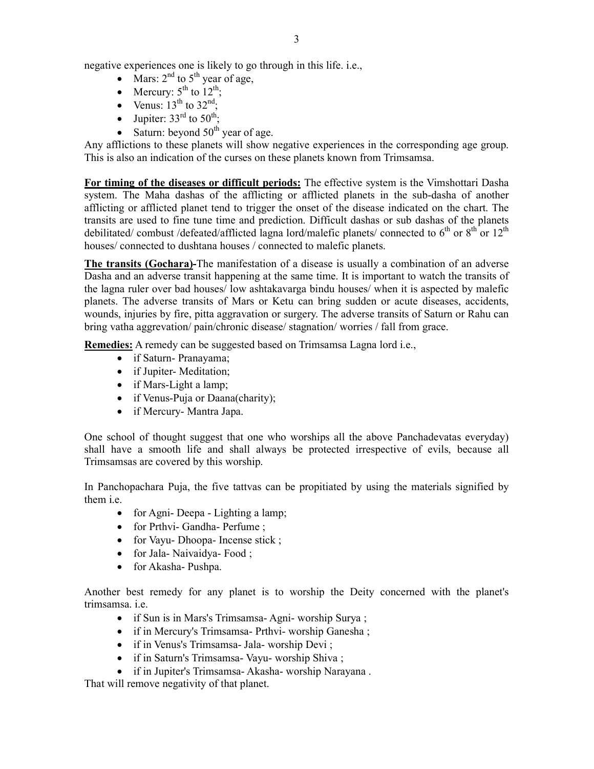negative experiences one is likely to go through in this life. i.e.,

- Mars: 2nd to 5th year of age,
- Mercury: 5th to 12th;
- Venus: 13th to 32nd;
- Jupiter: 33rd to 50th;
- Saturn: beyond 50th year of age.

Any afflictions to these planets will show negative experiences in the corresponding age group. This is also an indication of the curses on these planets known from Trimsamsa.

**For timing of the diseases or difficult periods:** The effective system is the Vimshottari Dasha system. The Maha dashas of the afflicting or afflicted planets in the sub-dasha of another afflicting or afflicted planet tend to trigger the onset of the disease indicated on the chart. The transits are used to fine tune time and prediction. Difficult dashas or sub dashas of the planets debilitated/ combust /defeated/afflicted lagna lord/malefic planets/ connected to 6th or 8th or 12th houses/ connected to dushtana houses / connected to malefic planets.

**The transits (Gochara)-**The manifestation of a disease is usually a combination of an adverse Dasha and an adverse transit happening at the same time. It is important to watch the transits of the lagna ruler over bad houses/ low ashtakavarga bindu houses/ when it is aspected by malefic planets. The adverse transits of Mars or Ketu can bring sudden or acute diseases, accidents, wounds, injuries by fire, pitta aggravation or surgery. The adverse transits of Saturn or Rahu can bring vatha aggrevation/ pain/chronic disease/ stagnation/ worries / fall from grace.

**Remedies:** A remedy can be suggested based on Trimsamsa Lagna lord i.e.,

- if Saturn- Pranayama;
- if Jupiter- Meditation;
- if Mars-Light a lamp;
- if Venus-Puja or Daana(charity);
- if Mercury- Mantra Japa.

One school of thought suggest that one who worships all the above Panchadevatas everyday) shall have a smooth life and shall always be protected irrespective of evils, because all Trimsamsas are covered by this worship.

In Panchopachara Puja, the five tattvas can be propitiated by using the materials signified by them i.e.

- for Agni- Deepa - Lighting a lamp;
- for Prthvi- Gandha- Perfume ;
- for Vayu- Dhoopa- Incense stick ;
- for Jala- Naivaidya- Food ;
- for Akasha- Pushpa.

Another best remedy for any planet is to worship the Deity concerned with the planet's trimsamsa. i.e.

- if Sun is in Mars's Trimsamsa- Agni- worship Surya ;
- if in Mercury's Trimsamsa- Prthvi- worship Ganesha ;
- if in Venus's Trimsamsa- Jala- worship Devi ;
- if in Saturn's Trimsamsa- Vayu- worship Shiva ;
- if in Jupiter's Trimsamsa- Akasha- worship Narayana .

That will remove negativity of that planet.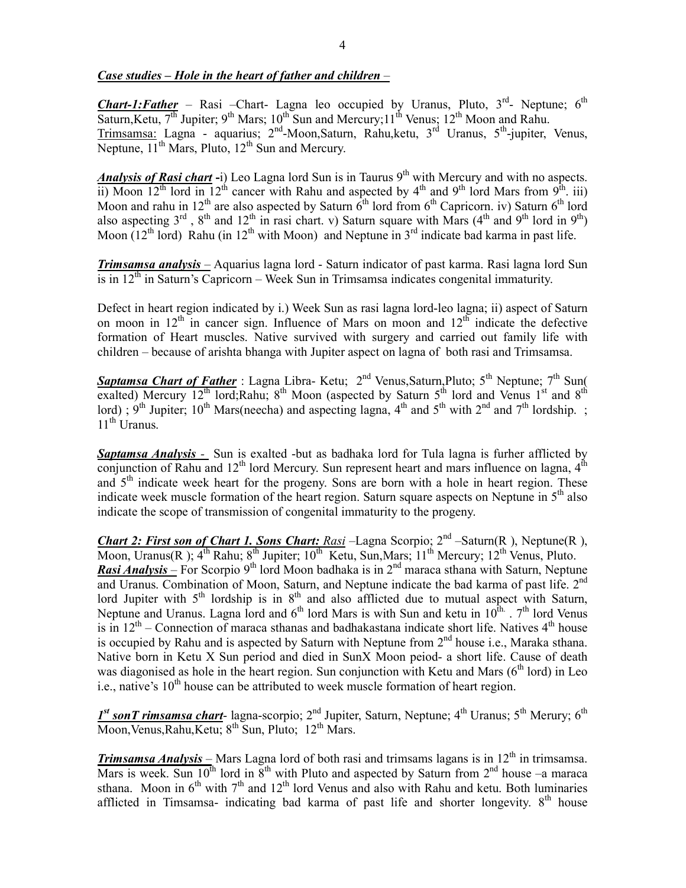***Case studies – Hole in the heart of father and children –***

***Chart-1:Father*** – Rasi –Chart- Lagna leo occupied by Uranus, Pluto, 3rd- Neptune; 6th Saturn,Ketu, 7th Jupiter; 9th Mars; 10th Sun and Mercury;11th Venus; 12th Moon and Rahu.
Trimsamsa: Lagna - aquarius; 2nd-Moon,Saturn, Rahu,ketu, 3rd Uranus, 5th-jupiter, Venus, Neptune, 11th Mars, Pluto, 12th Sun and Mercury.

***Analysis of Rasi chart*** **-**i) Leo Lagna lord Sun is in Taurus 9th with Mercury and with no aspects. ii) Moon 12th lord in 12th cancer with Rahu and aspected by 4th and 9th lord Mars from 9th. iii) Moon and rahu in 12th are also aspected by Saturn 6th lord from 6th Capricorn. iv) Saturn 6th lord also aspecting 3rd , 8th and 12th in rasi chart. v) Saturn square with Mars (4th and 9th lord in 9th) Moon (12th lord) Rahu (in 12th with Moon) and Neptune in 3rd indicate bad karma in past life.

***Trimsamsa analysis*** – Aquarius lagna lord - Saturn indicator of past karma. Rasi lagna lord Sun is in 12th in Saturn's Capricorn – Week Sun in Trimsamsa indicates congenital immaturity.

Defect in heart region indicated by i.) Week Sun as rasi lagna lord-leo lagna; ii) aspect of Saturn on moon in 12th in cancer sign. Influence of Mars on moon and 12th indicate the defective formation of Heart muscles. Native survived with surgery and carried out family life with children – because of arishta bhanga with Jupiter aspect on lagna of both rasi and Trimsamsa.

***Saptamsa Chart of Father*** : Lagna Libra- Ketu; 2nd Venus,Saturn,Pluto; 5th Neptune; 7th Sun( exalted) Mercury 12th lord;Rahu; 8th Moon (aspected by Saturn 5th lord and Venus 1st and 8th lord) ; 9th Jupiter; 10th Mars(neecha) and aspecting lagna, 4th and 5th with 2nd and 7th lordship. ; 11th Uranus.

***Saptamsa Analysis*** - Sun is exalted -but as badhaka lord for Tula lagna is furher afflicted by conjunction of Rahu and 12th lord Mercury. Sun represent heart and mars influence on lagna, 4th and 5th indicate week heart for the progeny. Sons are born with a hole in heart region. These indicate week muscle formation of the heart region. Saturn square aspects on Neptune in 5th also indicate the scope of transmission of congenital immaturity to the progeny.

***Chart 2: First son of Chart 1. Sons Chart:*** ***Rasi*** –Lagna Scorpio; 2nd –Saturn(R ), Neptune(R ), Moon, Uranus(R ); 4th Rahu; 8th Jupiter; 10th Ketu, Sun,Mars; 11th Mercury; 12th Venus, Pluto.
***Rasi Analysis*** – For Scorpio 9th lord Moon badhaka is in 2nd maraca sthana with Saturn, Neptune and Uranus. Combination of Moon, Saturn, and Neptune indicate the bad karma of past life. 2nd lord Jupiter with 5th lordship is in 8th and also afflicted due to mutual aspect with Saturn, Neptune and Uranus. Lagna lord and 6th lord Mars is with Sun and ketu in 10th. . 7th lord Venus is in 12th – Connection of maraca sthanas and badhakastana indicate short life. Natives 4th house is occupied by Rahu and is aspected by Saturn with Neptune from 2nd house i.e., Maraka sthana. Native born in Ketu X Sun period and died in SunX Moon peiod- a short life. Cause of death was diagonised as hole in the heart region. Sun conjunction with Ketu and Mars (6th lord) in Leo i.e., native's 10th house can be attributed to week muscle formation of heart region.

***1st sonT rimsamsa chart***- lagna-scorpio; 2nd Jupiter, Saturn, Neptune; 4th Uranus; 5th Merury; 6th Moon,Venus,Rahu,Ketu; 8th Sun, Pluto; 12th Mars.

***Trimsamsa Analysis*** – Mars Lagna lord of both rasi and trimsams lagans is in 12th in trimsamsa. Mars is week. Sun 10th lord in 8th with Pluto and aspected by Saturn from 2nd house –a maraca sthana. Moon in 6th with 7th and 12th lord Venus and also with Rahu and ketu. Both luminaries afflicted in Timsamsa- indicating bad karma of past life and shorter longevity. 8th house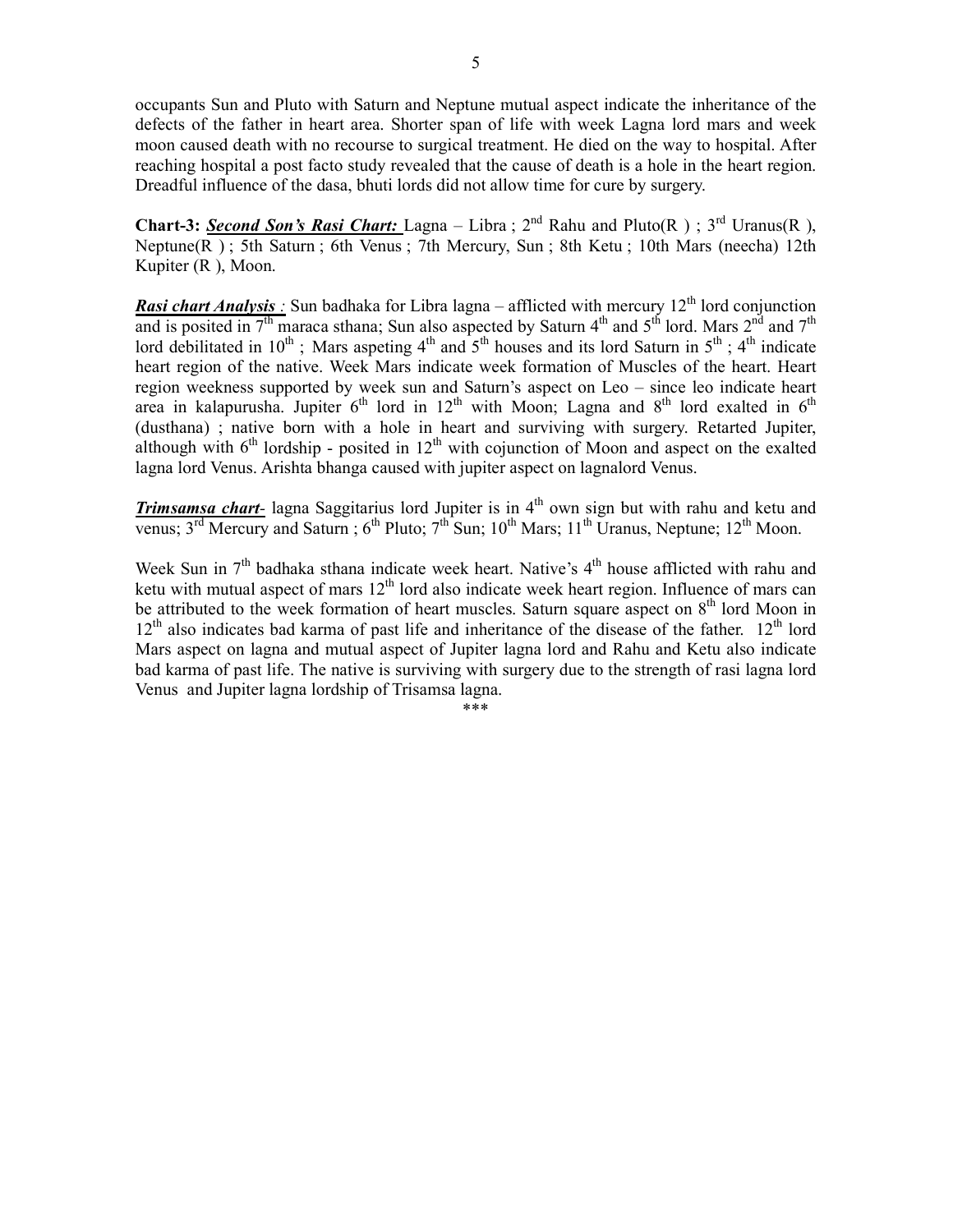occupants Sun and Pluto with Saturn and Neptune mutual aspect indicate the inheritance of the defects of the father in heart area. Shorter span of life with week Lagna lord mars and week moon caused death with no recourse to surgical treatment. He died on the way to hospital. After reaching hospital a post facto study revealed that the cause of death is a hole in the heart region. Dreadful influence of the dasa, bhuti lords did not allow time for cure by surgery.

**Chart-3:** ***<u>Second Son's Rasi Chart:</u>*** Lagna – Libra ; 2nd Rahu and Pluto(R ) ; 3rd Uranus(R ), Neptune(R ) ; 5th Saturn ; 6th Venus ; 7th Mercury, Sun ; 8th Ketu ; 10th Mars (neecha) 12th Kupiter (R ), Moon.

***<u>Rasi chart Analysis</u>*** *:* Sun badhaka for Libra lagna – afflicted with mercury 12th lord conjunction and is posited in 7th maraca sthana; Sun also aspected by Saturn 4th and 5th lord. Mars 2nd and 7th lord debilitated in 10th ; Mars aspeting 4th and 5th houses and its lord Saturn in 5th ; 4th indicate heart region of the native. Week Mars indicate week formation of Muscles of the heart. Heart region weekness supported by week sun and Saturn's aspect on Leo – since leo indicate heart area in kalapurusha. Jupiter 6th lord in 12th with Moon; Lagna and 8th lord exalted in 6th (dusthana) ; native born with a hole in heart and surviving with surgery. Retarted Jupiter, although with 6th lordship - posited in 12th with cojunction of Moon and aspect on the exalted lagna lord Venus. Arishta bhanga caused with jupiter aspect on lagnalord Venus.

***<u>Trimsamsa chart</u>***- lagna Saggitarius lord Jupiter is in 4th own sign but with rahu and ketu and venus; 3rd Mercury and Saturn ; 6th Pluto; 7th Sun; 10th Mars; 11th Uranus, Neptune; 12th Moon.

Week Sun in 7th badhaka sthana indicate week heart. Native's 4th house afflicted with rahu and ketu with mutual aspect of mars 12th lord also indicate week heart region. Influence of mars can be attributed to the week formation of heart muscles. Saturn square aspect on 8th lord Moon in 12th also indicates bad karma of past life and inheritance of the disease of the father. 12th lord Mars aspect on lagna and mutual aspect of Jupiter lagna lord and Rahu and Ketu also indicate bad karma of past life. The native is surviving with surgery due to the strength of rasi lagna lord Venus and Jupiter lagna lordship of Trisamsa lagna.

***